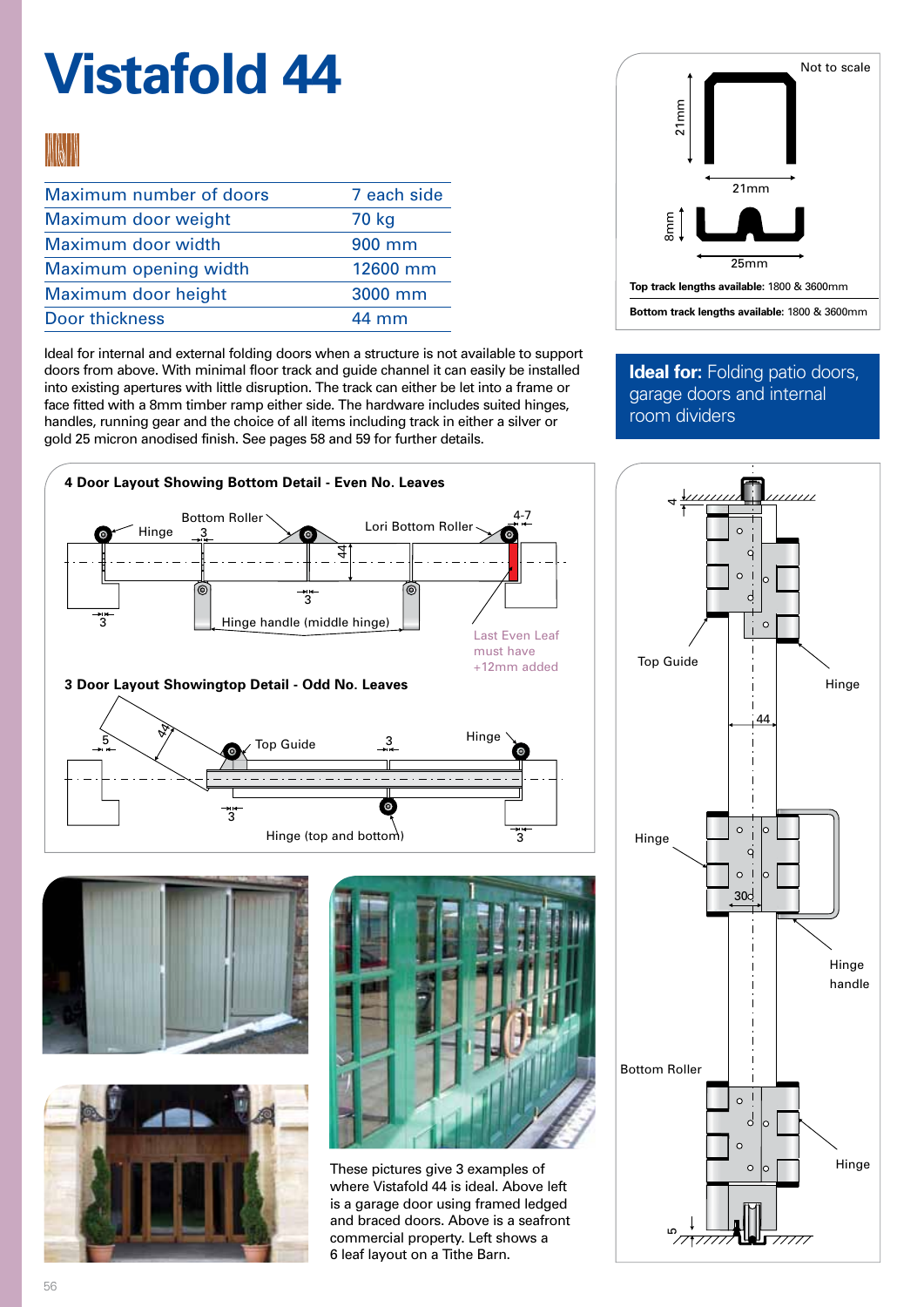# Vistafold 44

| Maximum number of doors | 7 each side |
|---|---|
| Maximum door weight | 70 kg |
| Maximum door width | 900 mm |
| Maximum opening width | 12600 mm |
| Maximum door height | 3000 mm |
| Door thickness | 44 mm |

Ideal for internal and external folding doors when a structure is not available to support doors from above. With minimal floor track and guide channel it can easily be installed into existing apertures with little disruption. The track can either be let into a frame or face fitted with a 8mm timber ramp either side. The hardware includes suited hinges, handles, running gear and the choice of all items including track in either a silver or gold 25 micron anodised finish. See pages 58 and 59 for further details.

Not to scale

21mm

21mm

8mm

25mm

**Top track lengths available:** 1800 & 3600mm

**Bottom track lengths available:** 1800 & 3600mm

**Ideal for:** Folding patio doors, garage doors and internal room dividers

**4 Door Layout Showing Bottom Detail - Even No. Leaves**

Bottom Roller, Hinge, 3, Lori Bottom Roller, 4-7, 44, 3, 3, Hinge handle (middle hinge)

Last Even Leaf must have +12mm added

**3 Door Layout Showingtop Detail - Odd No. Leaves**

5, 44, Top Guide, 3, Hinge, 3, Hinge (top and bottom), 3

4, Top Guide, Hinge, 44, Hinge, 30, Hinge handle, Bottom Roller, Hinge, 5

These pictures give 3 examples of where Vistafold 44 is ideal. Above left is a garage door using framed ledged and braced doors. Above is a seafront commercial property. Left shows a 6 leaf layout on a Tithe Barn.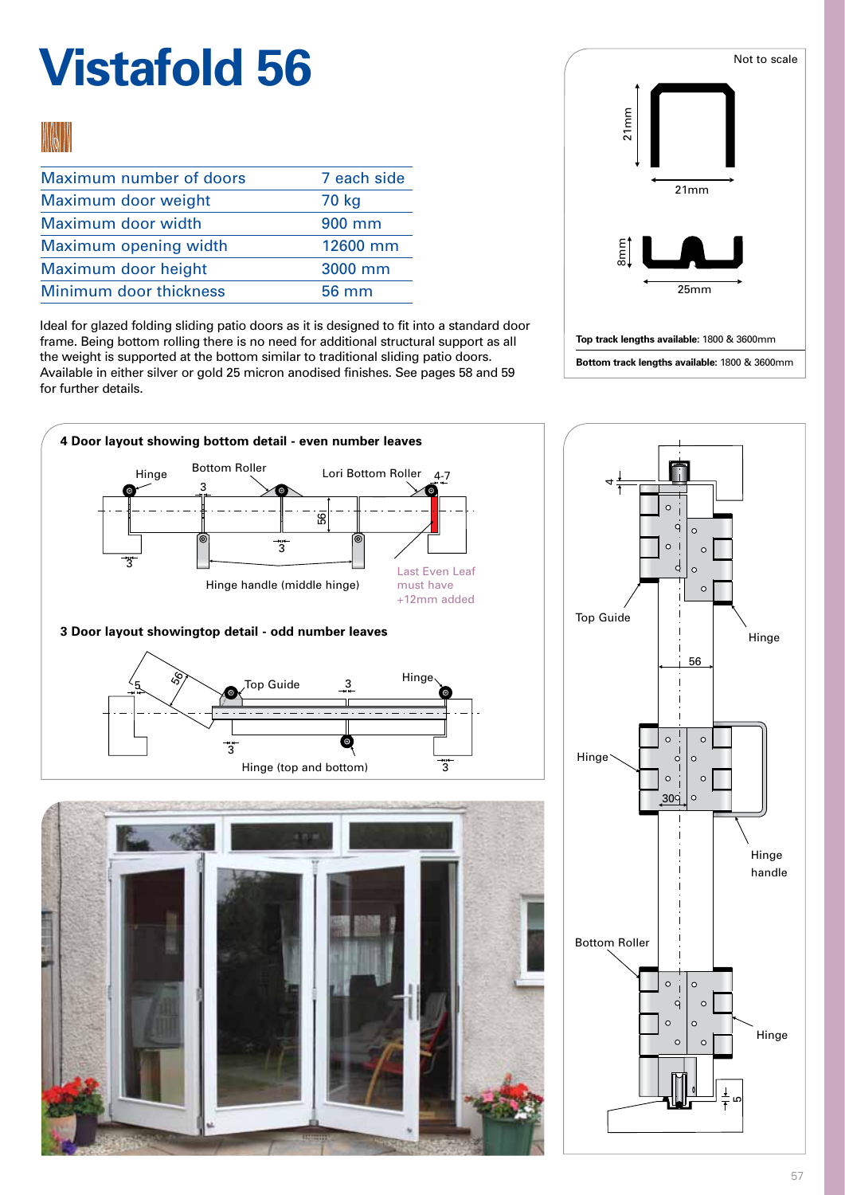# Vistafold 56

| Maximum number of doors | 7 each side |
|---|---|
| Maximum door weight | 70 kg |
| Maximum door width | 900 mm |
| Maximum opening width | 12600 mm |
| Maximum door height | 3000 mm |
| Minimum door thickness | 56 mm |

Ideal for glazed folding sliding patio doors as it is designed to fit into a standard door frame. Being bottom rolling there is no need for additional structural support as all the weight is supported at the bottom similar to traditional sliding patio doors. Available in either silver or gold 25 micron anodised finishes. See pages 58 and 59 for further details.

Not to scale

21mm

21mm

8mm

25mm

**Top track lengths available:** 1800 & 3600mm

**Bottom track lengths available:** 1800 & 3600mm

**4 Door layout showing bottom detail - even number leaves**

Hinge · Bottom Roller · Lori Bottom Roller · 4-7 · 3 · 56 · 3 · 3

Hinge handle (middle hinge)

Last Even Leaf must have +12mm added

**3 Door layout showingtop detail - odd number leaves**

5 · 56 · Top Guide · 3 · Hinge · 3 · 3

Hinge (top and bottom)

4 · Top Guide · Hinge · 56 · Hinge · 30 · Hinge handle · Bottom Roller · Hinge · 5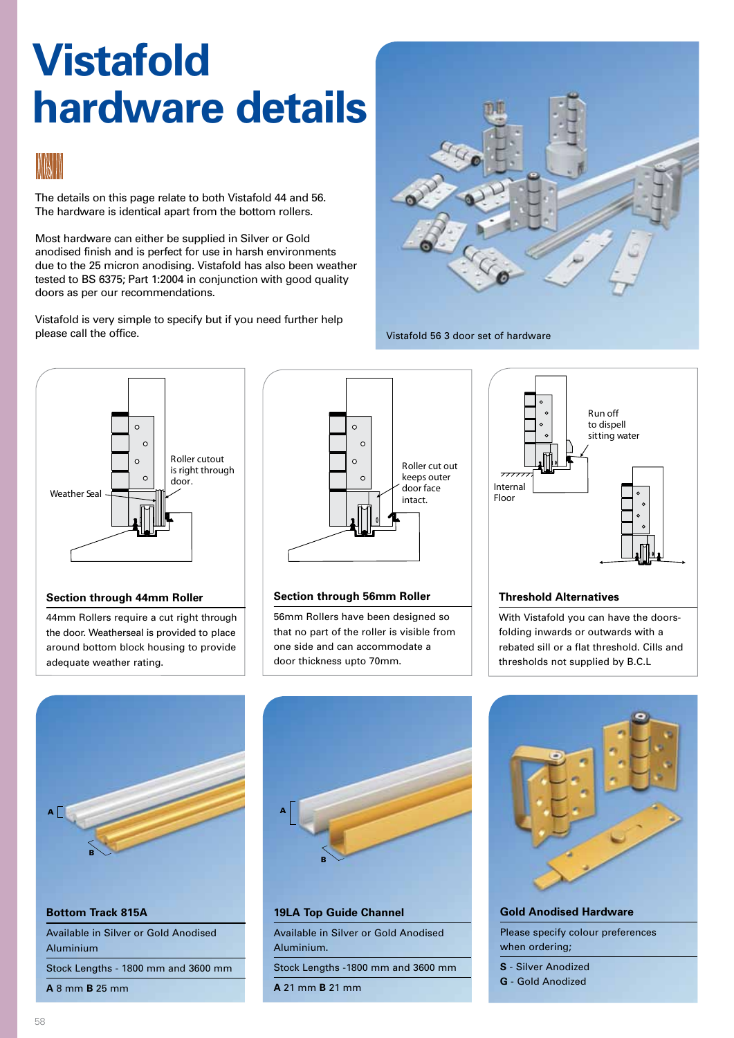# Vistafold hardware details

The details on this page relate to both Vistafold 44 and 56. The hardware is identical apart from the bottom rollers.

Most hardware can either be supplied in Silver or Gold anodised finish and is perfect for use in harsh environments due to the 25 micron anodising. Vistafold has also been weather tested to BS 6375; Part 1:2004 in conjunction with good quality doors as per our recommendations.

Vistafold is very simple to specify but if you need further help please call the office.

Vistafold 56 3 door set of hardware

Weather Seal

Roller cutout is right through door.

### Section through 44mm Roller

44mm Rollers require a cut right through the door. Weatherseal is provided to place around bottom block housing to provide adequate weather rating.

Roller cut out keeps outer door face intact.

### Section through 56mm Roller

56mm Rollers have been designed so that no part of the roller is visible from one side and can accommodate a door thickness upto 70mm.

Run off to dispell sitting water

Internal Floor

### Threshold Alternatives

With Vistafold you can have the doors- folding inwards or outwards with a rebated sill or a flat threshold. Cills and thresholds not supplied by B.C.L

### Bottom Track 815A

Available in Silver or Gold Anodised Aluminium

Stock Lengths - 1800 mm and 3600 mm

**A** 8 mm **B** 25 mm

### 19LA Top Guide Channel

Available in Silver or Gold Anodised Aluminium.

Stock Lengths -1800 mm and 3600 mm

**A** 21 mm **B** 21 mm

### Gold Anodised Hardware

Please specify colour preferences when ordering;

**S** - Silver Anodized
**G** - Gold Anodized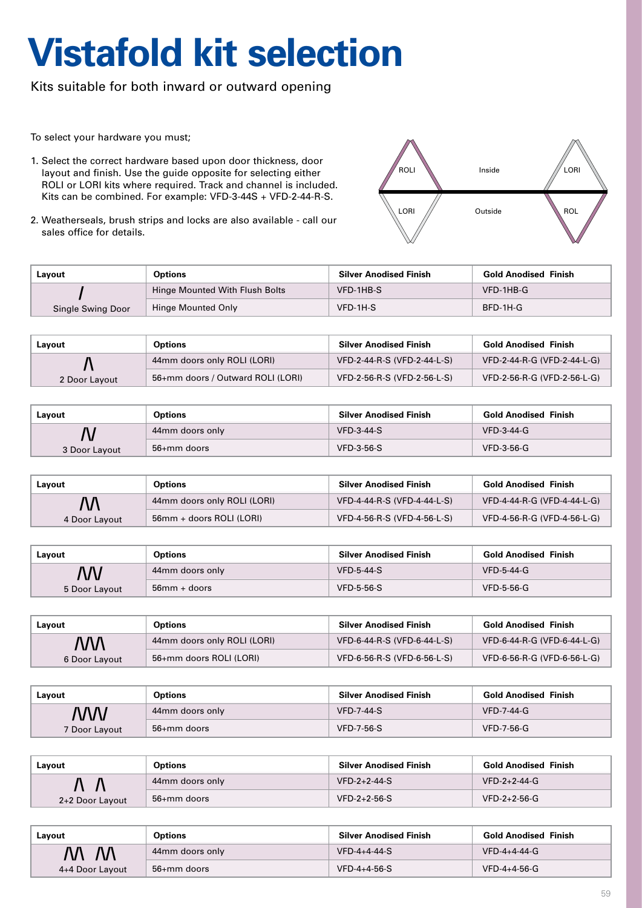# Vistafold kit selection

Kits suitable for both inward or outward opening

To select your hardware you must;

1. Select the correct hardware based upon door thickness, door layout and finish. Use the guide opposite for selecting either ROLI or LORI kits where required. Track and channel is included. Kits can be combined. For example: VFD-3-44S + VFD-2-44-R-S.

2. Weatherseals, brush strips and locks are also available - call our sales office for details.

ROLI
Inside
LORI
LORI
Outside
ROL

| Layout | Options | Silver Anodised Finish | Gold Anodised Finish |
|---|---|---|---|
| / Single Swing Door | Hinge Mounted With Flush Bolts | VFD-1HB-S | VFD-1HB-G |
| | Hinge Mounted Only | VFD-1H-S | BFD-1H-G |

| Layout | Options | Silver Anodised Finish | Gold Anodised Finish |
|---|---|---|---|
| /\ 2 Door Layout | 44mm doors only ROLI (LORI) | VFD-2-44-R-S (VFD-2-44-L-S) | VFD-2-44-R-G (VFD-2-44-L-G) |
| | 56+mm doors / Outward ROLI (LORI) | VFD-2-56-R-S (VFD-2-56-L-S) | VFD-2-56-R-G (VFD-2-56-L-G) |

| Layout | Options | Silver Anodised Finish | Gold Anodised Finish |
|---|---|---|---|
| /\/ 3 Door Layout | 44mm doors only | VFD-3-44-S | VFD-3-44-G |
| | 56+mm doors | VFD-3-56-S | VFD-3-56-G |

| Layout | Options | Silver Anodised Finish | Gold Anodised Finish |
|---|---|---|---|
| /\/\ 4 Door Layout | 44mm doors only ROLI (LORI) | VFD-4-44-R-S (VFD-4-44-L-S) | VFD-4-44-R-G (VFD-4-44-L-G) |
| | 56mm + doors ROLI (LORI) | VFD-4-56-R-S (VFD-4-56-L-S) | VFD-4-56-R-G (VFD-4-56-L-G) |

| Layout | Options | Silver Anodised Finish | Gold Anodised Finish |
|---|---|---|---|
| /\/\/ 5 Door Layout | 44mm doors only | VFD-5-44-S | VFD-5-44-G |
| | 56mm + doors | VFD-5-56-S | VFD-5-56-G |

| Layout | Options | Silver Anodised Finish | Gold Anodised Finish |
|---|---|---|---|
| /\/\/\ 6 Door Layout | 44mm doors only ROLI (LORI) | VFD-6-44-R-S (VFD-6-44-L-S) | VFD-6-44-R-G (VFD-6-44-L-G) |
| | 56+mm doors ROLI (LORI) | VFD-6-56-R-S (VFD-6-56-L-S) | VFD-6-56-R-G (VFD-6-56-L-G) |

| Layout | Options | Silver Anodised Finish | Gold Anodised Finish |
|---|---|---|---|
| /\/\/\/ 7 Door Layout | 44mm doors only | VFD-7-44-S | VFD-7-44-G |
| | 56+mm doors | VFD-7-56-S | VFD-7-56-G |

| Layout | Options | Silver Anodised Finish | Gold Anodised Finish |
|---|---|---|---|
| /\ /\ 2+2 Door Layout | 44mm doors only | VFD-2+2-44-S | VFD-2+2-44-G |
| | 56+mm doors | VFD-2+2-56-S | VFD-2+2-56-G |

| Layout | Options | Silver Anodised Finish | Gold Anodised Finish |
|---|---|---|---|
| /\/\ /\/\ 4+4 Door Layout | 44mm doors only | VFD-4+4-44-S | VFD-4+4-44-G |
| | 56+mm doors | VFD-4+4-56-S | VFD-4+4-56-G |